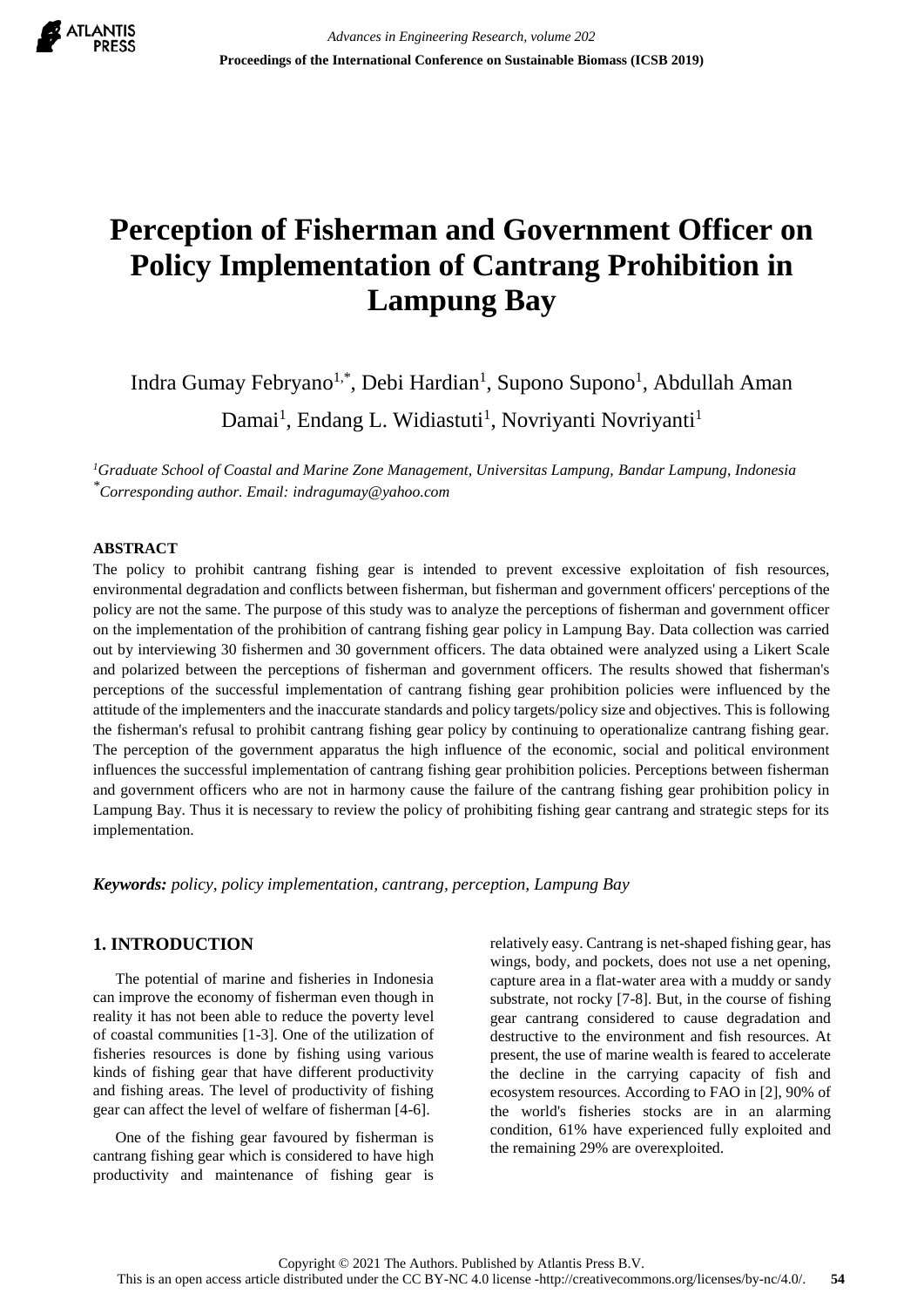# Perception of Fisherman and Government Officer on Policy Implementation of Cantrang Prohibition in Lampung Bay

Indra Gumay Febryano[1,*], Debi Hardian[1], Supono Supono[1], Abdullah Aman Damai[1], Endang L. Widiastuti[1], Novriyanti Novriyanti[1]

[1] *Graduate School of Coastal and Marine Zone Management, Universitas Lampung, Bandar Lampung, Indonesia*
[*] *Corresponding author. Email: indragumay@yahoo.com*

## ABSTRACT

The policy to prohibit cantrang fishing gear is intended to prevent excessive exploitation of fish resources, environmental degradation and conflicts between fisherman, but fisherman and government officers' perceptions of the policy are not the same. The purpose of this study was to analyze the perceptions of fisherman and government officer on the implementation of the prohibition of cantrang fishing gear policy in Lampung Bay. Data collection was carried out by interviewing 30 fishermen and 30 government officers. The data obtained were analyzed using a Likert Scale and polarized between the perceptions of fisherman and government officers. The results showed that fisherman's perceptions of the successful implementation of cantrang fishing gear prohibition policies were influenced by the attitude of the implementers and the inaccurate standards and policy targets/policy size and objectives. This is following the fisherman's refusal to prohibit cantrang fishing gear policy by continuing to operationalize cantrang fishing gear. The perception of the government apparatus the high influence of the economic, social and political environment influences the successful implementation of cantrang fishing gear prohibition policies. Perceptions between fisherman and government officers who are not in harmony cause the failure of the cantrang fishing gear prohibition policy in Lampung Bay. Thus it is necessary to review the policy of prohibiting fishing gear cantrang and strategic steps for its implementation.

***Keywords:*** *policy, policy implementation, cantrang, perception, Lampung Bay*

## 1. INTRODUCTION

The potential of marine and fisheries in Indonesia can improve the economy of fisherman even though in reality it has not been able to reduce the poverty level of coastal communities [1-3]. One of the utilization of fisheries resources is done by fishing using various kinds of fishing gear that have different productivity and fishing areas. The level of productivity of fishing gear can affect the level of welfare of fisherman [4-6].

One of the fishing gear favoured by fisherman is cantrang fishing gear which is considered to have high productivity and maintenance of fishing gear is relatively easy. Cantrang is net-shaped fishing gear, has wings, body, and pockets, does not use a net opening, capture area in a flat-water area with a muddy or sandy substrate, not rocky [7-8]. But, in the course of fishing gear cantrang considered to cause degradation and destructive to the environment and fish resources. At present, the use of marine wealth is feared to accelerate the decline in the carrying capacity of fish and ecosystem resources. According to FAO in [2], 90% of the world's fisheries stocks are in an alarming condition, 61% have experienced fully exploited and the remaining 29% are overexploited.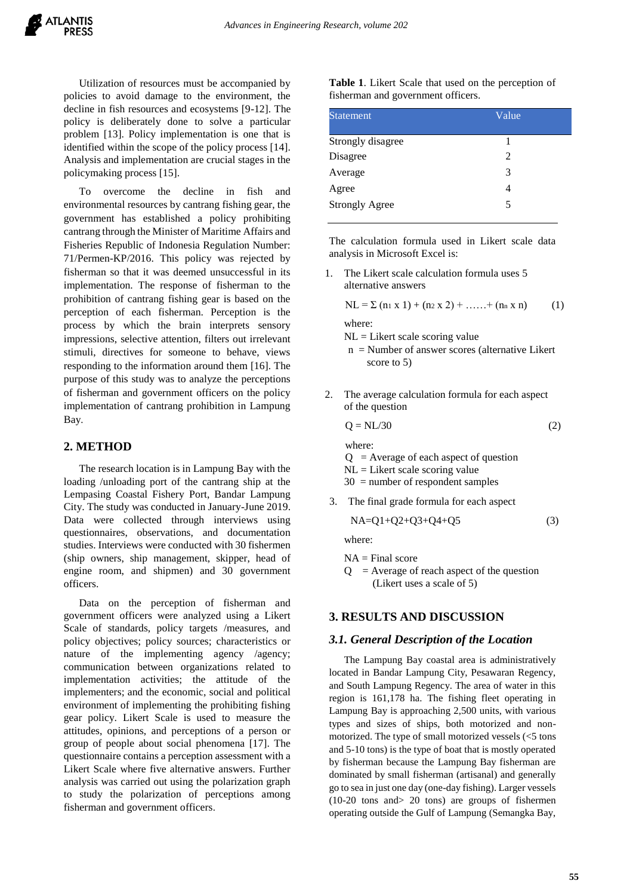Utilization of resources must be accompanied by policies to avoid damage to the environment, the decline in fish resources and ecosystems [9-12]. The policy is deliberately done to solve a particular problem [13]. Policy implementation is one that is identified within the scope of the policy process [14]. Analysis and implementation are crucial stages in the policymaking process [15].

To overcome the decline in fish and environmental resources by cantrang fishing gear, the government has established a policy prohibiting cantrang through the Minister of Maritime Affairs and Fisheries Republic of Indonesia Regulation Number: 71/Permen-KP/2016. This policy was rejected by fisherman so that it was deemed unsuccessful in its implementation. The response of fisherman to the prohibition of cantrang fishing gear is based on the perception of each fisherman. Perception is the process by which the brain interprets sensory impressions, selective attention, filters out irrelevant stimuli, directives for someone to behave, views responding to the information around them [16]. The purpose of this study was to analyze the perceptions of fisherman and government officers on the policy implementation of cantrang prohibition in Lampung Bay.

## 2. METHOD

The research location is in Lampung Bay with the loading /unloading port of the cantrang ship at the Lempasing Coastal Fishery Port, Bandar Lampung City. The study was conducted in January-June 2019. Data were collected through interviews using questionnaires, observations, and documentation studies. Interviews were conducted with 30 fishermen (ship owners, ship management, skipper, head of engine room, and shipmen) and 30 government officers.

Data on the perception of fisherman and government officers were analyzed using a Likert Scale of standards, policy targets /measures, and policy objectives; policy sources; characteristics or nature of the implementing agency /agency; communication between organizations related to implementation activities; the attitude of the implementers; and the economic, social and political environment of implementing the prohibiting fishing gear policy. Likert Scale is used to measure the attitudes, opinions, and perceptions of a person or group of people about social phenomena [17]. The questionnaire contains a perception assessment with a Likert Scale where five alternative answers. Further analysis was carried out using the polarization graph to study the polarization of perceptions among fisherman and government officers.

**Table 1**. Likert Scale that used on the perception of fisherman and government officers.

| Statement | Value |
|---|---|
| Strongly disagree | 1 |
| Disagree | 2 |
| Average | 3 |
| Agree | 4 |
| Strongly Agree | 5 |

The calculation formula used in Likert scale data analysis in Microsoft Excel is:

1. The Likert scale calculation formula uses 5 alternative answers

$$NL = \Sigma\ (n_1 \times 1) + (n_2 \times 2) + \ldots\ldots + (n_n \times n) \tag{1}$$

where:
NL = Likert scale scoring value
n = Number of answer scores (alternative Likert score to 5)

2. The average calculation formula for each aspect of the question

$$Q = NL/30 \tag{2}$$

where:
Q = Average of each aspect of question
NL = Likert scale scoring value
30 = number of respondent samples

3. The final grade formula for each aspect

$$NA = Q1+Q2+Q3+Q4+Q5 \tag{3}$$

where:

NA = Final score
Q = Average of reach aspect of the question (Likert uses a scale of 5)

## 3. RESULTS AND DISCUSSION

### *3.1. General Description of the Location*

The Lampung Bay coastal area is administratively located in Bandar Lampung City, Pesawaran Regency, and South Lampung Regency. The area of water in this region is 161,178 ha. The fishing fleet operating in Lampung Bay is approaching 2,500 units, with various types and sizes of ships, both motorized and non-motorized. The type of small motorized vessels (<5 tons and 5-10 tons) is the type of boat that is mostly operated by fisherman because the Lampung Bay fisherman are dominated by small fisherman (artisanal) and generally go to sea in just one day (one-day fishing). Larger vessels (10-20 tons and> 20 tons) are groups of fishermen operating outside the Gulf of Lampung (Semangka Bay,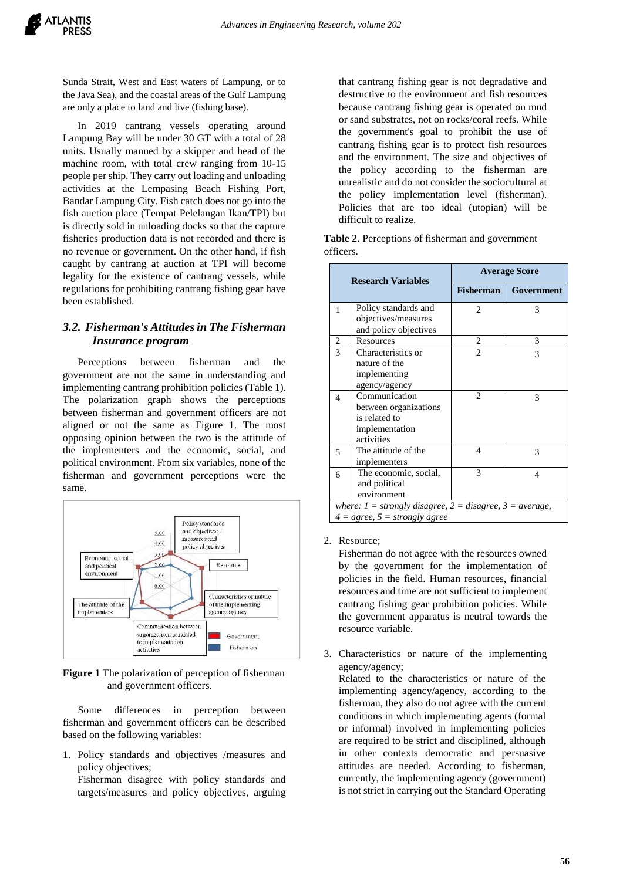Sunda Strait, West and East waters of Lampung, or to the Java Sea), and the coastal areas of the Gulf Lampung are only a place to land and live (fishing base).

In 2019 cantrang vessels operating around Lampung Bay will be under 30 GT with a total of 28 units. Usually manned by a skipper and head of the machine room, with total crew ranging from 10-15 people per ship. They carry out loading and unloading activities at the Lempasing Beach Fishing Port, Bandar Lampung City. Fish catch does not go into the fish auction place (Tempat Pelelangan Ikan/TPI) but is directly sold in unloading docks so that the capture fisheries production data is not recorded and there is no revenue or government. On the other hand, if fish caught by cantrang at auction at TPI will become legality for the existence of cantrang vessels, while regulations for prohibiting cantrang fishing gear have been established.

### *3.2. Fisherman's Attitudes in The Fisherman Insurance program*

Perceptions between fisherman and the government are not the same in understanding and implementing cantrang prohibition policies (Table 1). The polarization graph shows the perceptions between fisherman and government officers are not aligned or not the same as Figure 1. The most opposing opinion between the two is the attitude of the implementers and the economic, social, and political environment. From six variables, none of the fisherman and government perceptions were the same.

**Figure 1** The polarization of perception of fisherman and government officers.

Some differences in perception between fisherman and government officers can be described based on the following variables:

1. Policy standards and objectives /measures and policy objectives;
   Fisherman disagree with policy standards and targets/measures and policy objectives, arguing that cantrang fishing gear is not degradative and destructive to the environment and fish resources because cantrang fishing gear is operated on mud or sand substrates, not on rocks/coral reefs. While the government's goal to prohibit the use of cantrang fishing gear is to protect fish resources and the environment. The size and objectives of the policy according to the fisherman are unrealistic and do not consider the sociocultural at the policy implementation level (fisherman). Policies that are too ideal (utopian) will be difficult to realize.

**Table 2.** Perceptions of fisherman and government officers.

| Research Variables | | Average Score | |
|---|---|---|---|
| | | Fisherman | Government |
| 1 | Policy standards and objectives/measures and policy objectives | 2 | 3 |
| 2 | Resources | 2 | 3 |
| 3 | Characteristics or nature of the implementing agency/agency | 2 | 3 |
| 4 | Communication between organizations is related to implementation activities | 2 | 3 |
| 5 | The attitude of the implementers | 4 | 3 |
| 6 | The economic, social, and political environment | 3 | 4 |

*where: 1 = strongly disagree, 2 = disagree, 3 = average, 4 = agree, 5 = strongly agree*

2. Resource;
   Fisherman do not agree with the resources owned by the government for the implementation of policies in the field. Human resources, financial resources and time are not sufficient to implement cantrang fishing gear prohibition policies. While the government apparatus is neutral towards the resource variable.

3. Characteristics or nature of the implementing agency/agency;
   Related to the characteristics or nature of the implementing agency/agency, according to the fisherman, they also do not agree with the current conditions in which implementing agents (formal or informal) involved in implementing policies are required to be strict and disciplined, although in other contexts democratic and persuasive attitudes are needed. According to fisherman, currently, the implementing agency (government) is not strict in carrying out the Standard Operating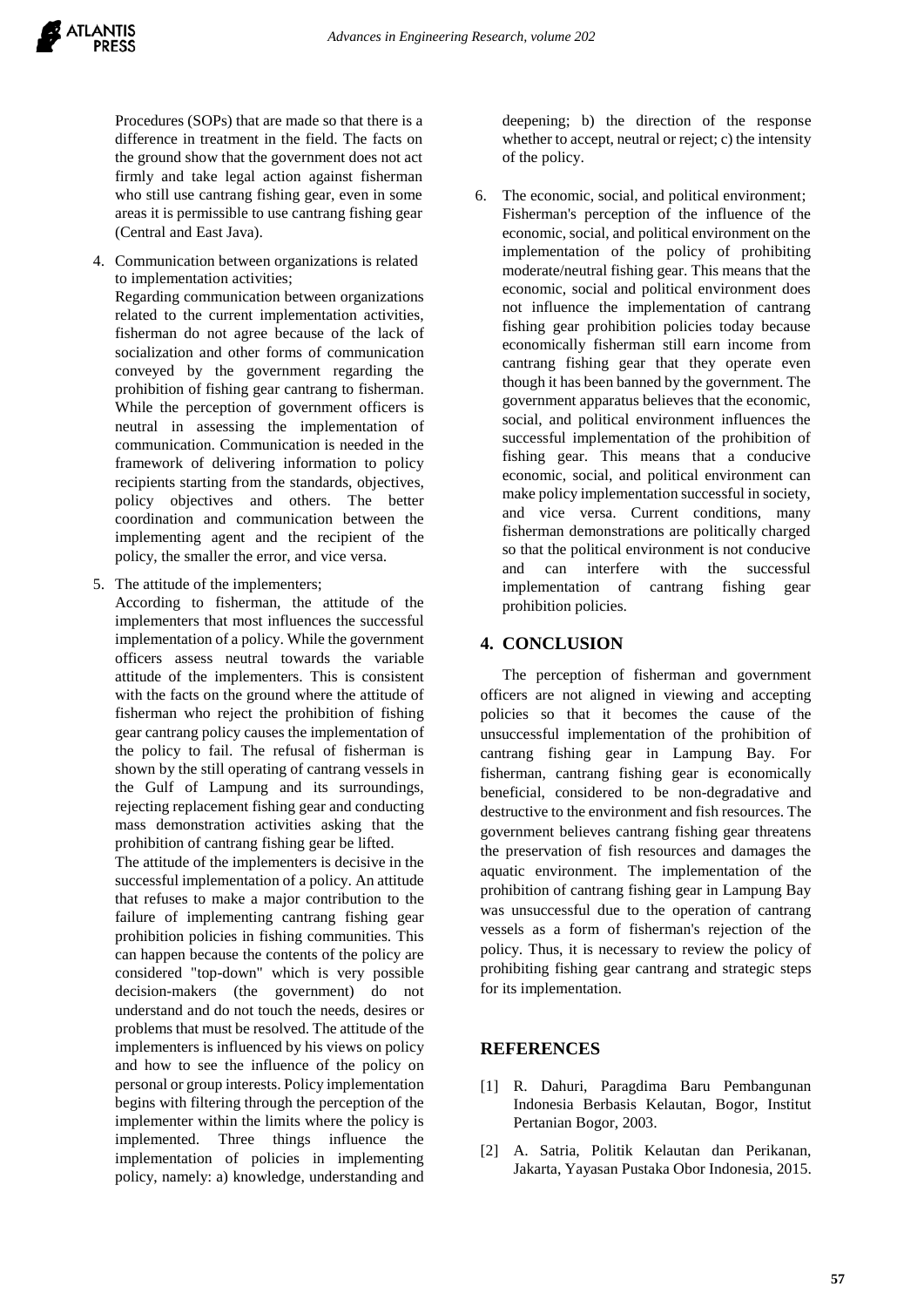Procedures (SOPs) that are made so that there is a difference in treatment in the field. The facts on the ground show that the government does not act firmly and take legal action against fisherman who still use cantrang fishing gear, even in some areas it is permissible to use cantrang fishing gear (Central and East Java).

4. Communication between organizations is related to implementation activities;
   Regarding communication between organizations related to the current implementation activities, fisherman do not agree because of the lack of socialization and other forms of communication conveyed by the government regarding the prohibition of fishing gear cantrang to fisherman. While the perception of government officers is neutral in assessing the implementation of communication. Communication is needed in the framework of delivering information to policy recipients starting from the standards, objectives, policy objectives and others. The better coordination and communication between the implementing agent and the recipient of the policy, the smaller the error, and vice versa.

5. The attitude of the implementers;
   According to fisherman, the attitude of the implementers that most influences the successful implementation of a policy. While the government officers assess neutral towards the variable attitude of the implementers. This is consistent with the facts on the ground where the attitude of fisherman who reject the prohibition of fishing gear cantrang policy causes the implementation of the policy to fail. The refusal of fisherman is shown by the still operating of cantrang vessels in the Gulf of Lampung and its surroundings, rejecting replacement fishing gear and conducting mass demonstration activities asking that the prohibition of cantrang fishing gear be lifted.
   The attitude of the implementers is decisive in the successful implementation of a policy. An attitude that refuses to make a major contribution to the failure of implementing cantrang fishing gear prohibition policies in fishing communities. This can happen because the contents of the policy are considered "top-down" which is very possible decision-makers (the government) do not understand and do not touch the needs, desires or problems that must be resolved. The attitude of the implementers is influenced by his views on policy and how to see the influence of the policy on personal or group interests. Policy implementation begins with filtering through the perception of the implementer within the limits where the policy is implemented. Three things influence the implementation of policies in implementing policy, namely: a) knowledge, understanding and deepening; b) the direction of the response whether to accept, neutral or reject; c) the intensity of the policy.

6. The economic, social, and political environment;
   Fisherman's perception of the influence of the economic, social, and political environment on the implementation of the policy of prohibiting moderate/neutral fishing gear. This means that the economic, social and political environment does not influence the implementation of cantrang fishing gear prohibition policies today because economically fisherman still earn income from cantrang fishing gear that they operate even though it has been banned by the government. The government apparatus believes that the economic, social, and political environment influences the successful implementation of the prohibition of fishing gear. This means that a conducive economic, social, and political environment can make policy implementation successful in society, and vice versa. Current conditions, many fisherman demonstrations are politically charged so that the political environment is not conducive and can interfere with the successful implementation of cantrang fishing gear prohibition policies.

## 4. CONCLUSION

The perception of fisherman and government officers are not aligned in viewing and accepting policies so that it becomes the cause of the unsuccessful implementation of the prohibition of cantrang fishing gear in Lampung Bay. For fisherman, cantrang fishing gear is economically beneficial, considered to be non-degradative and destructive to the environment and fish resources. The government believes cantrang fishing gear threatens the preservation of fish resources and damages the aquatic environment. The implementation of the prohibition of cantrang fishing gear in Lampung Bay was unsuccessful due to the operation of cantrang vessels as a form of fisherman's rejection of the policy. Thus, it is necessary to review the policy of prohibiting fishing gear cantrang and strategic steps for its implementation.

## REFERENCES

[1] R. Dahuri, Paragdima Baru Pembangunan Indonesia Berbasis Kelautan, Bogor, Institut Pertanian Bogor, 2003.

[2] A. Satria, Politik Kelautan dan Perikanan, Jakarta, Yayasan Pustaka Obor Indonesia, 2015.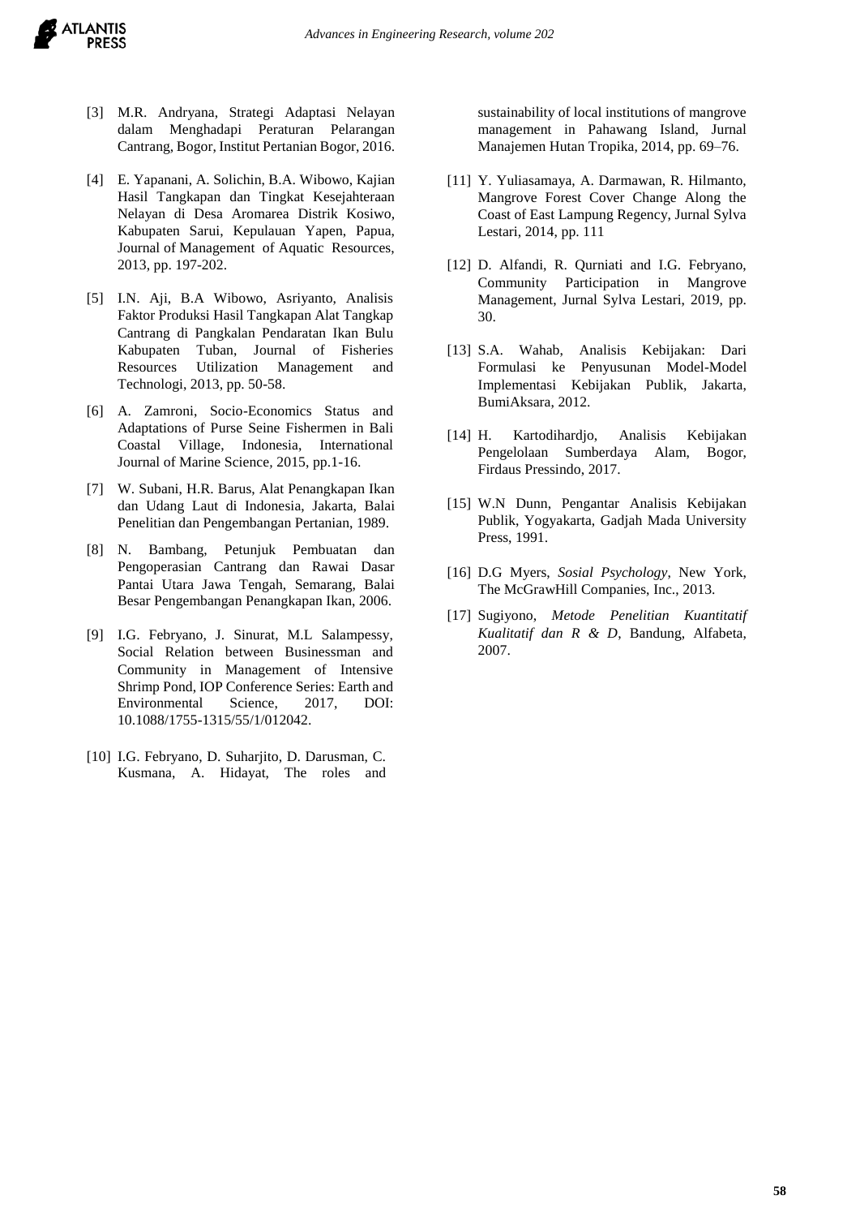[3] M.R. Andryana, Strategi Adaptasi Nelayan dalam Menghadapi Peraturan Pelarangan Cantrang, Bogor, Institut Pertanian Bogor, 2016.

[4] E. Yapanani, A. Solichin, B.A. Wibowo, Kajian Hasil Tangkapan dan Tingkat Kesejahteraan Nelayan di Desa Aromarea Distrik Kosiwo, Kabupaten Sarui, Kepulauan Yapen, Papua, Journal of Management of Aquatic Resources, 2013, pp. 197-202.

[5] I.N. Aji, B.A Wibowo, Asriyanto, Analisis Faktor Produksi Hasil Tangkapan Alat Tangkap Cantrang di Pangkalan Pendaratan Ikan Bulu Kabupaten Tuban, Journal of Fisheries Resources Utilization Management and Technologi, 2013, pp. 50-58.

[6] A. Zamroni, Socio-Economics Status and Adaptations of Purse Seine Fishermen in Bali Coastal Village, Indonesia, International Journal of Marine Science, 2015, pp.1-16.

[7] W. Subani, H.R. Barus, Alat Penangkapan Ikan dan Udang Laut di Indonesia, Jakarta, Balai Penelitian dan Pengembangan Pertanian, 1989.

[8] N. Bambang, Petunjuk Pembuatan dan Pengoperasian Cantrang dan Rawai Dasar Pantai Utara Jawa Tengah, Semarang, Balai Besar Pengembangan Penangkapan Ikan, 2006.

[9] I.G. Febryano, J. Sinurat, M.L Salampessy, Social Relation between Businessman and Community in Management of Intensive Shrimp Pond, IOP Conference Series: Earth and Environmental Science, 2017, DOI: 10.1088/1755-1315/55/1/012042.

[10] I.G. Febryano, D. Suharjito, D. Darusman, C. Kusmana, A. Hidayat, The roles and sustainability of local institutions of mangrove management in Pahawang Island, Jurnal Manajemen Hutan Tropika, 2014, pp. 69–76.

[11] Y. Yuliasamaya, A. Darmawan, R. Hilmanto, Mangrove Forest Cover Change Along the Coast of East Lampung Regency, Jurnal Sylva Lestari, 2014, pp. 111

[12] D. Alfandi, R. Qurniati and I.G. Febryano, Community Participation in Mangrove Management, Jurnal Sylva Lestari, 2019, pp. 30.

[13] S.A. Wahab, Analisis Kebijakan: Dari Formulasi ke Penyusunan Model-Model Implementasi Kebijakan Publik, Jakarta, BumiAksara, 2012.

[14] H. Kartodihardjo, Analisis Kebijakan Pengelolaan Sumberdaya Alam, Bogor, Firdaus Pressindo, 2017.

[15] W.N Dunn, Pengantar Analisis Kebijakan Publik, Yogyakarta, Gadjah Mada University Press, 1991.

[16] D.G Myers, *Sosial Psychology*, New York, The McGrawHill Companies, Inc., 2013.

[17] Sugiyono, *Metode Penelitian Kuantitatif Kualitatif dan R & D*, Bandung, Alfabeta, 2007.